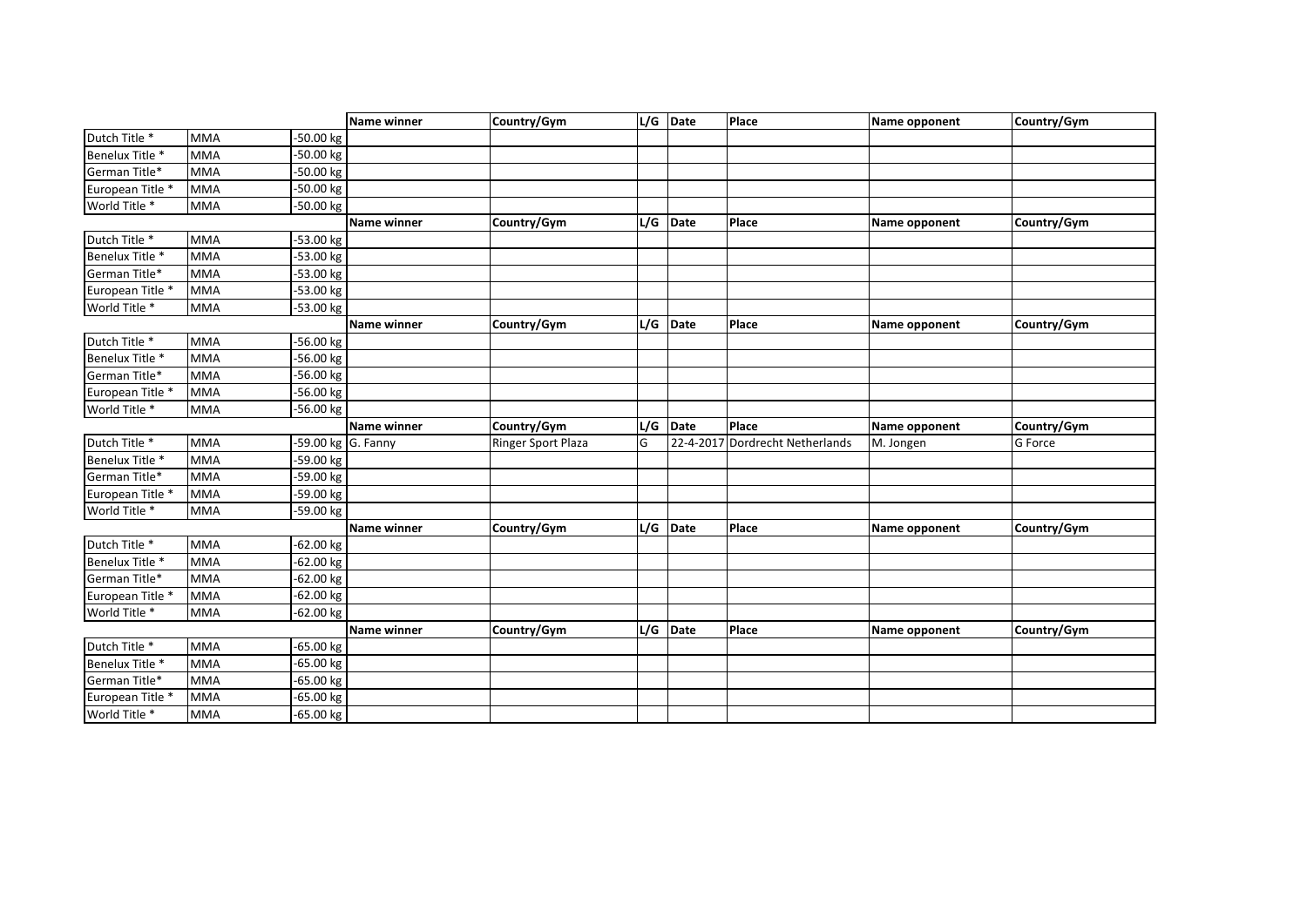| | | | Name winner | Country/Gym | L/G | Date | Place | Name opponent | Country/Gym |
|---|---|---|---|---|---|---|---|---|---|
| Dutch Title * | MMA | -50.00 kg | | | | | | | |
| Benelux Title * | MMA | -50.00 kg | | | | | | | |
| German Title* | MMA | -50.00 kg | | | | | | | |
| European Title * | MMA | -50.00 kg | | | | | | | |
| World Title * | MMA | -50.00 kg | | | | | | | |
| | | | **Name winner** | **Country/Gym** | **L/G** | **Date** | **Place** | **Name opponent** | **Country/Gym** |
| Dutch Title * | MMA | -53.00 kg | | | | | | | |
| Benelux Title * | MMA | -53.00 kg | | | | | | | |
| German Title* | MMA | -53.00 kg | | | | | | | |
| European Title * | MMA | -53.00 kg | | | | | | | |
| World Title * | MMA | -53.00 kg | | | | | | | |
| | | | **Name winner** | **Country/Gym** | **L/G** | **Date** | **Place** | **Name opponent** | **Country/Gym** |
| Dutch Title * | MMA | -56.00 kg | | | | | | | |
| Benelux Title * | MMA | -56.00 kg | | | | | | | |
| German Title* | MMA | -56.00 kg | | | | | | | |
| European Title * | MMA | -56.00 kg | | | | | | | |
| World Title * | MMA | -56.00 kg | | | | | | | |
| | | | **Name winner** | **Country/Gym** | **L/G** | **Date** | **Place** | **Name opponent** | **Country/Gym** |
| Dutch Title * | MMA | -59.00 kg | G. Fanny | Ringer Sport Plaza | G | 22-4-2017 | Dordrecht Netherlands | M. Jongen | G Force |
| Benelux Title * | MMA | -59.00 kg | | | | | | | |
| German Title* | MMA | -59.00 kg | | | | | | | |
| European Title * | MMA | -59.00 kg | | | | | | | |
| World Title * | MMA | -59.00 kg | | | | | | | |
| | | | **Name winner** | **Country/Gym** | **L/G** | **Date** | **Place** | **Name opponent** | **Country/Gym** |
| Dutch Title * | MMA | -62.00 kg | | | | | | | |
| Benelux Title * | MMA | -62.00 kg | | | | | | | |
| German Title* | MMA | -62.00 kg | | | | | | | |
| European Title * | MMA | -62.00 kg | | | | | | | |
| World Title * | MMA | -62.00 kg | | | | | | | |
| | | | **Name winner** | **Country/Gym** | **L/G** | **Date** | **Place** | **Name opponent** | **Country/Gym** |
| Dutch Title * | MMA | -65.00 kg | | | | | | | |
| Benelux Title * | MMA | -65.00 kg | | | | | | | |
| German Title* | MMA | -65.00 kg | | | | | | | |
| European Title * | MMA | -65.00 kg | | | | | | | |
| World Title * | MMA | -65.00 kg | | | | | | | |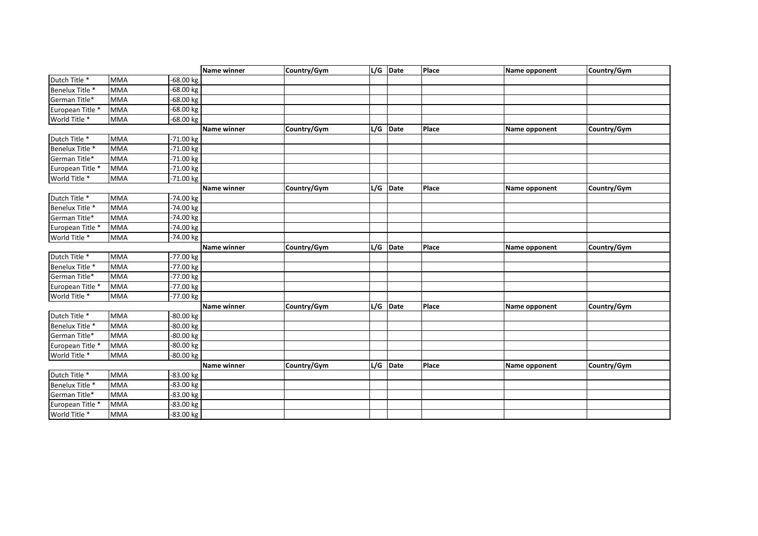| | | | Name winner | Country/Gym | L/G | Date | Place | Name opponent | Country/Gym |
|---|---|---|---|---|---|---|---|---|---|
| Dutch Title * | MMA | -68.00 kg | | | | | | | |
| Benelux Title * | MMA | -68.00 kg | | | | | | | |
| German Title* | MMA | -68.00 kg | | | | | | | |
| European Title * | MMA | -68.00 kg | | | | | | | |
| World Title * | MMA | -68.00 kg | | | | | | | |
| | | | Name winner | Country/Gym | L/G | Date | Place | Name opponent | Country/Gym |
| Dutch Title * | MMA | -71.00 kg | | | | | | | |
| Benelux Title * | MMA | -71.00 kg | | | | | | | |
| German Title* | MMA | -71.00 kg | | | | | | | |
| European Title * | MMA | -71.00 kg | | | | | | | |
| World Title * | MMA | -71.00 kg | | | | | | | |
| | | | Name winner | Country/Gym | L/G | Date | Place | Name opponent | Country/Gym |
| Dutch Title * | MMA | -74.00 kg | | | | | | | |
| Benelux Title * | MMA | -74.00 kg | | | | | | | |
| German Title* | MMA | -74.00 kg | | | | | | | |
| European Title * | MMA | -74.00 kg | | | | | | | |
| World Title * | MMA | -74.00 kg | | | | | | | |
| | | | Name winner | Country/Gym | L/G | Date | Place | Name opponent | Country/Gym |
| Dutch Title * | MMA | -77.00 kg | | | | | | | |
| Benelux Title * | MMA | -77.00 kg | | | | | | | |
| German Title* | MMA | -77.00 kg | | | | | | | |
| European Title * | MMA | -77.00 kg | | | | | | | |
| World Title * | MMA | -77.00 kg | | | | | | | |
| | | | Name winner | Country/Gym | L/G | Date | Place | Name opponent | Country/Gym |
| Dutch Title * | MMA | -80.00 kg | | | | | | | |
| Benelux Title * | MMA | -80.00 kg | | | | | | | |
| German Title* | MMA | -80.00 kg | | | | | | | |
| European Title * | MMA | -80.00 kg | | | | | | | |
| World Title * | MMA | -80.00 kg | | | | | | | |
| | | | Name winner | Country/Gym | L/G | Date | Place | Name opponent | Country/Gym |
| Dutch Title * | MMA | -83.00 kg | | | | | | | |
| Benelux Title * | MMA | -83.00 kg | | | | | | | |
| German Title* | MMA | -83.00 kg | | | | | | | |
| European Title * | MMA | -83.00 kg | | | | | | | |
| World Title * | MMA | -83.00 kg | | | | | | | |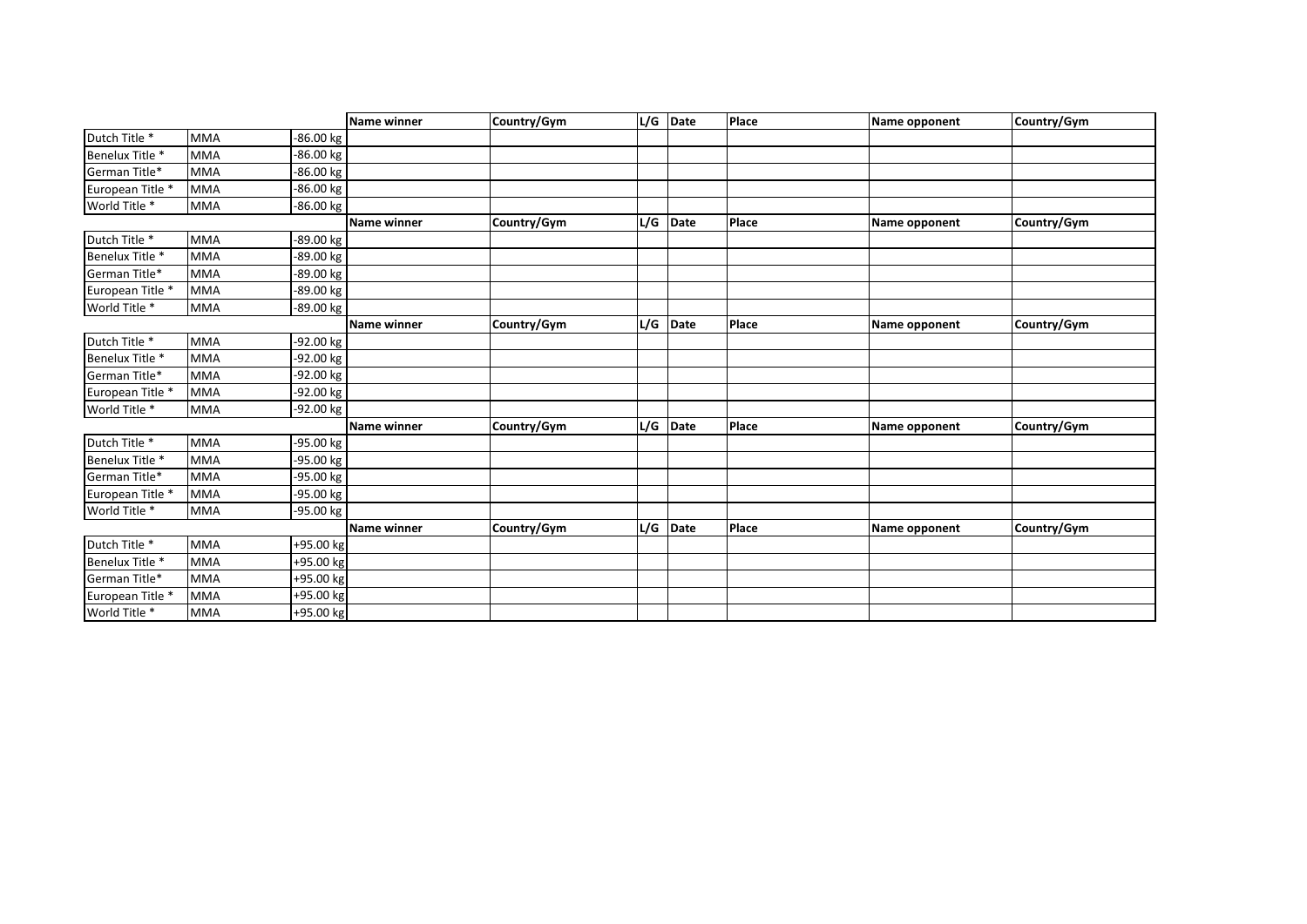| | | | Name winner | Country/Gym | L/G | Date | Place | Name opponent | Country/Gym |
|---|---|---|---|---|---|---|---|---|---|
| Dutch Title * | MMA | -86.00 kg | | | | | | | |
| Benelux Title * | MMA | -86.00 kg | | | | | | | |
| German Title* | MMA | -86.00 kg | | | | | | | |
| European Title * | MMA | -86.00 kg | | | | | | | |
| World Title * | MMA | -86.00 kg | | | | | | | |
| | | | Name winner | Country/Gym | L/G | Date | Place | Name opponent | Country/Gym |
| Dutch Title * | MMA | -89.00 kg | | | | | | | |
| Benelux Title * | MMA | -89.00 kg | | | | | | | |
| German Title* | MMA | -89.00 kg | | | | | | | |
| European Title * | MMA | -89.00 kg | | | | | | | |
| World Title * | MMA | -89.00 kg | | | | | | | |
| | | | Name winner | Country/Gym | L/G | Date | Place | Name opponent | Country/Gym |
| Dutch Title * | MMA | -92.00 kg | | | | | | | |
| Benelux Title * | MMA | -92.00 kg | | | | | | | |
| German Title* | MMA | -92.00 kg | | | | | | | |
| European Title * | MMA | -92.00 kg | | | | | | | |
| World Title * | MMA | -92.00 kg | | | | | | | |
| | | | Name winner | Country/Gym | L/G | Date | Place | Name opponent | Country/Gym |
| Dutch Title * | MMA | -95.00 kg | | | | | | | |
| Benelux Title * | MMA | -95.00 kg | | | | | | | |
| German Title* | MMA | -95.00 kg | | | | | | | |
| European Title * | MMA | -95.00 kg | | | | | | | |
| World Title * | MMA | -95.00 kg | | | | | | | |
| | | | Name winner | Country/Gym | L/G | Date | Place | Name opponent | Country/Gym |
| Dutch Title * | MMA | +95.00 kg | | | | | | | |
| Benelux Title * | MMA | +95.00 kg | | | | | | | |
| German Title* | MMA | +95.00 kg | | | | | | | |
| European Title * | MMA | +95.00 kg | | | | | | | |
| World Title * | MMA | +95.00 kg | | | | | | | |